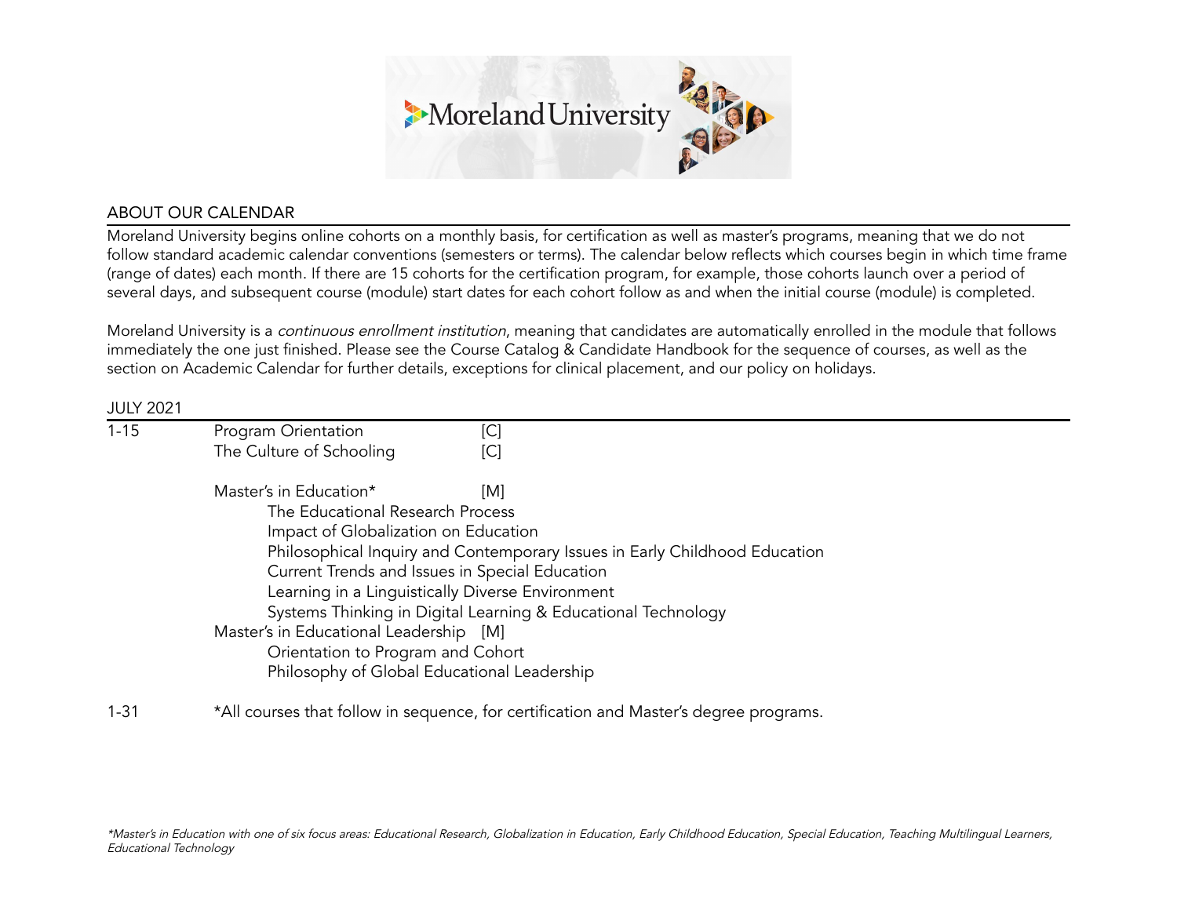## ABOUT OUR CALENDAR

Moreland University begins online cohorts on a monthly basis, for certification as well as master's programs, meaning that we do not follow standard academic calendar conventions (semesters or terms). The calendar below reflects which courses begin in which time frame (range of dates) each month. If there are 15 cohorts for the certification program, for example, those cohorts launch over a period of several days, and subsequent course (module) start dates for each cohort follow as and when the initial course (module) is completed.

Moreland University is a *continuous enrollment institution*, meaning that candidates are automatically enrolled in the module that follows immediately the one just finished. Please see the Course Catalog & Candidate Handbook for the sequence of courses, as well as the section on Academic Calendar for further details, exceptions for clinical placement, and our policy on holidays.

## JULY 2021

**1-15**

- Program Orientation [C]
- The Culture of Schooling [C]

- Master's in Education* [M]
  - The Educational Research Process
  - Impact of Globalization on Education
  - Philosophical Inquiry and Contemporary Issues in Early Childhood Education
  - Current Trends and Issues in Special Education
  - Learning in a Linguistically Diverse Environment
  - Systems Thinking in Digital Learning & Educational Technology
- Master's in Educational Leadership [M]
  - Orientation to Program and Cohort
  - Philosophy of Global Educational Leadership

**1-31**

*All courses that follow in sequence, for certification and Master's degree programs.

*\*Master's in Education with one of six focus areas: Educational Research, Globalization in Education, Early Childhood Education, Special Education, Teaching Multilingual Learners, Educational Technology*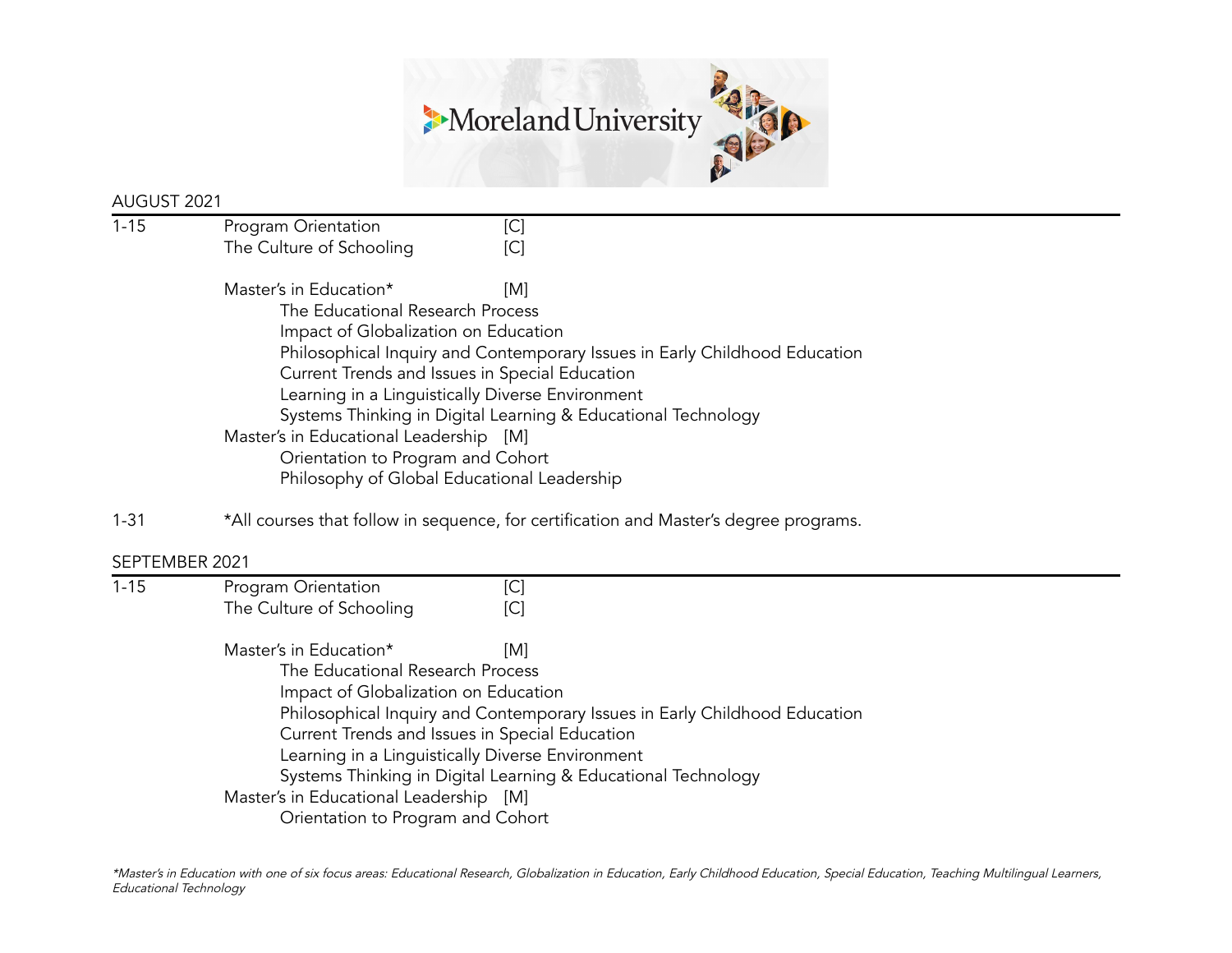## AUGUST 2021

1-15 Program Orientation [C]
The Culture of Schooling [C]

Master's in Education* [M]
- The Educational Research Process
- Impact of Globalization on Education
- Philosophical Inquiry and Contemporary Issues in Early Childhood Education
- Current Trends and Issues in Special Education
- Learning in a Linguistically Diverse Environment
- Systems Thinking in Digital Learning & Educational Technology

Master's in Educational Leadership [M]
- Orientation to Program and Cohort
- Philosophy of Global Educational Leadership

1-31 *All courses that follow in sequence, for certification and Master's degree programs.

## SEPTEMBER 2021

1-15 Program Orientation [C]
The Culture of Schooling [C]

Master's in Education* [M]
- The Educational Research Process
- Impact of Globalization on Education
- Philosophical Inquiry and Contemporary Issues in Early Childhood Education
- Current Trends and Issues in Special Education
- Learning in a Linguistically Diverse Environment
- Systems Thinking in Digital Learning & Educational Technology

Master's in Educational Leadership [M]
- Orientation to Program and Cohort

*\*Master's in Education with one of six focus areas: Educational Research, Globalization in Education, Early Childhood Education, Special Education, Teaching Multilingual Learners, Educational Technology*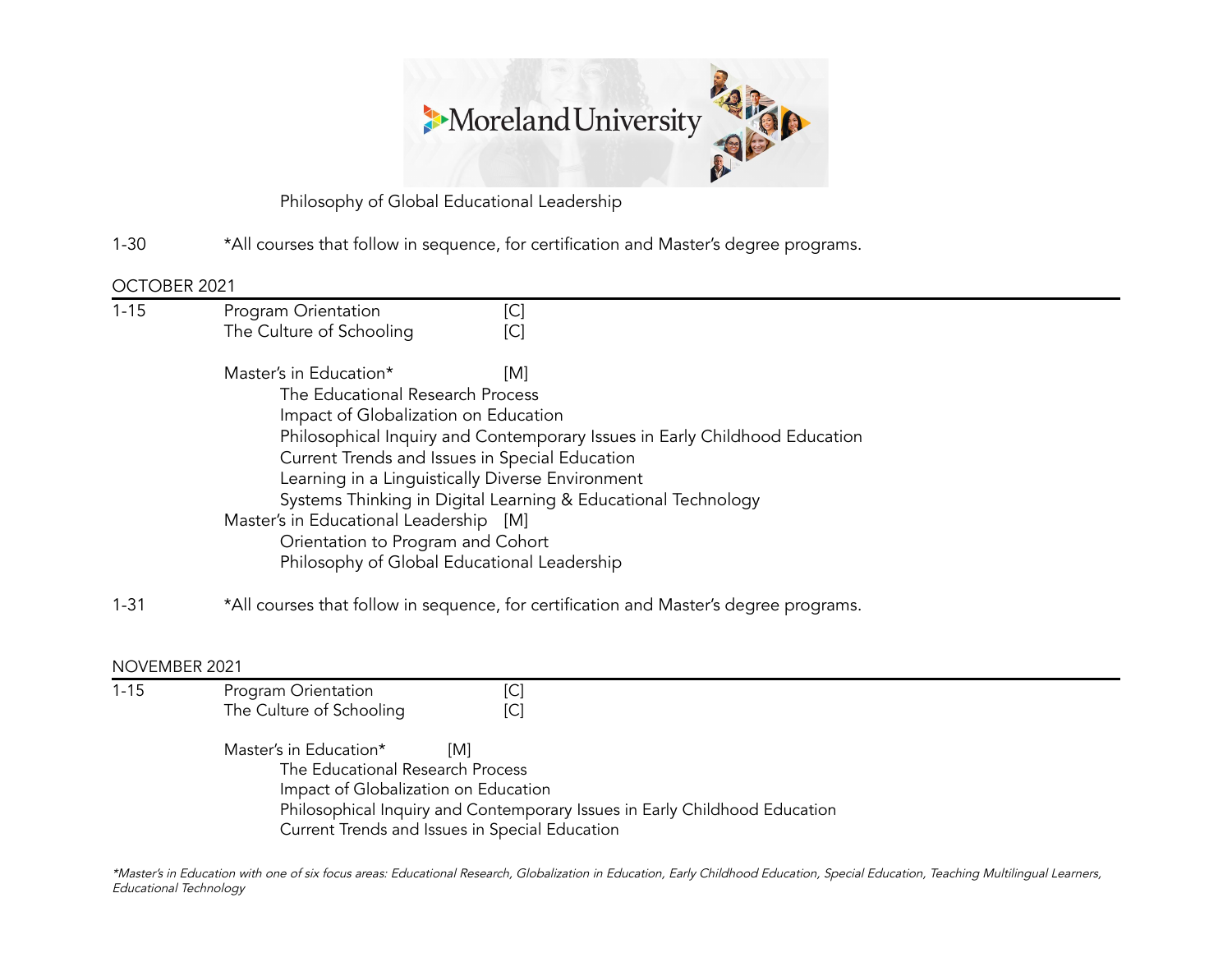Philosophy of Global Educational Leadership

1-30 *All courses that follow in sequence, for certification and Master's degree programs.

## OCTOBER 2021

1-15
Program Orientation [C]
The Culture of Schooling [C]

Master's in Education* [M]
- The Educational Research Process
- Impact of Globalization on Education
- Philosophical Inquiry and Contemporary Issues in Early Childhood Education
- Current Trends and Issues in Special Education
- Learning in a Linguistically Diverse Environment
- Systems Thinking in Digital Learning & Educational Technology

Master's in Educational Leadership [M]
- Orientation to Program and Cohort
- Philosophy of Global Educational Leadership

1-31 *All courses that follow in sequence, for certification and Master's degree programs.

## NOVEMBER 2021

1-15
Program Orientation [C]
The Culture of Schooling [C]

Master's in Education* [M]
- The Educational Research Process
- Impact of Globalization on Education
- Philosophical Inquiry and Contemporary Issues in Early Childhood Education
- Current Trends and Issues in Special Education

*\*Master's in Education with one of six focus areas: Educational Research, Globalization in Education, Early Childhood Education, Special Education, Teaching Multilingual Learners, Educational Technology*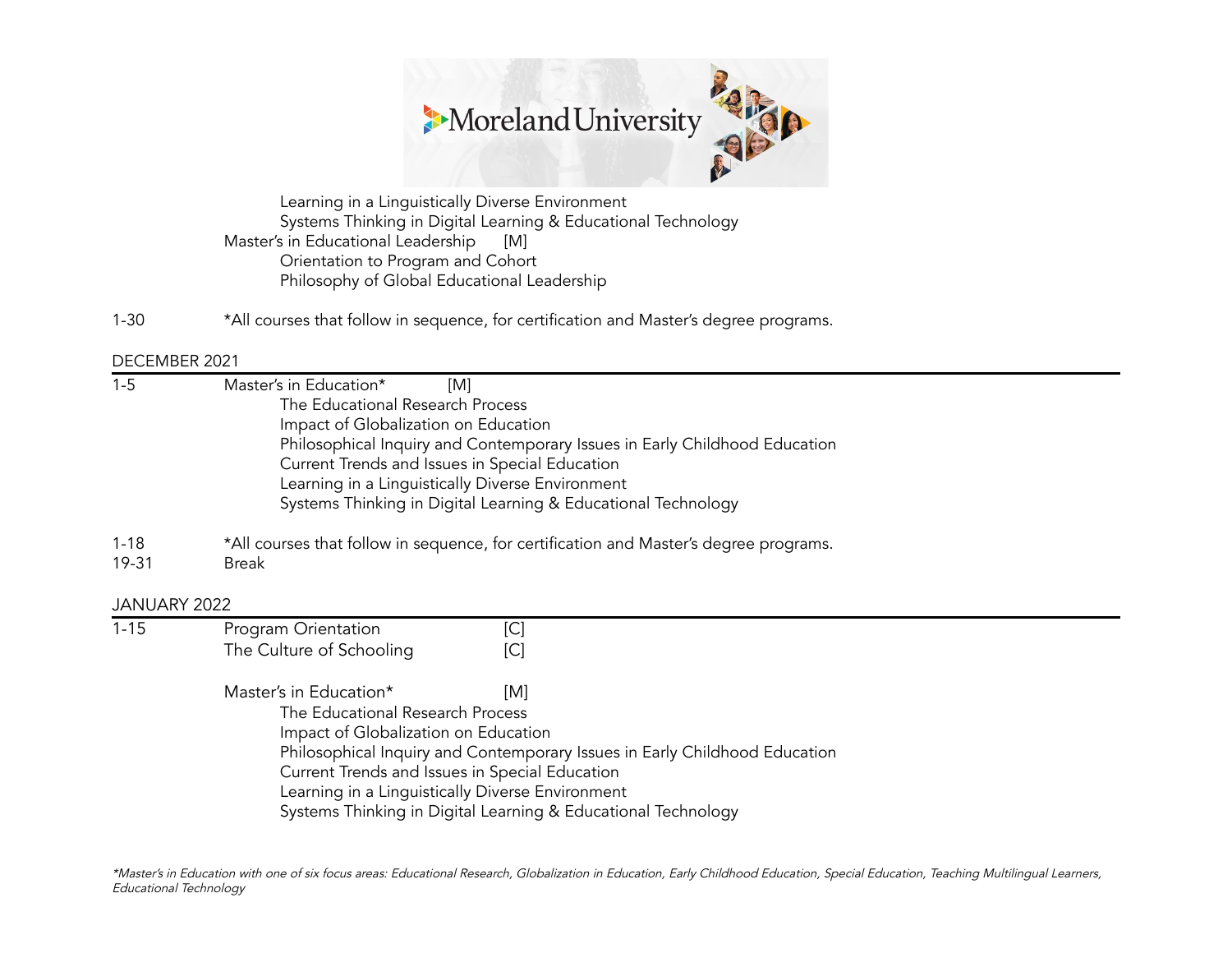Learning in a Linguistically Diverse Environment
Systems Thinking in Digital Learning & Educational Technology

Master's in Educational Leadership [M]
Orientation to Program and Cohort
Philosophy of Global Educational Leadership

1-30 *All courses that follow in sequence, for certification and Master's degree programs.

## DECEMBER 2021

1-5 Master's in Education* [M]
The Educational Research Process
Impact of Globalization on Education
Philosophical Inquiry and Contemporary Issues in Early Childhood Education
Current Trends and Issues in Special Education
Learning in a Linguistically Diverse Environment
Systems Thinking in Digital Learning & Educational Technology

1-18 *All courses that follow in sequence, for certification and Master's degree programs.

19-31 Break

## JANUARY 2022

1-15 Program Orientation [C]
The Culture of Schooling [C]

Master's in Education* [M]
The Educational Research Process
Impact of Globalization on Education
Philosophical Inquiry and Contemporary Issues in Early Childhood Education
Current Trends and Issues in Special Education
Learning in a Linguistically Diverse Environment
Systems Thinking in Digital Learning & Educational Technology

*\*Master's in Education with one of six focus areas: Educational Research, Globalization in Education, Early Childhood Education, Special Education, Teaching Multilingual Learners, Educational Technology*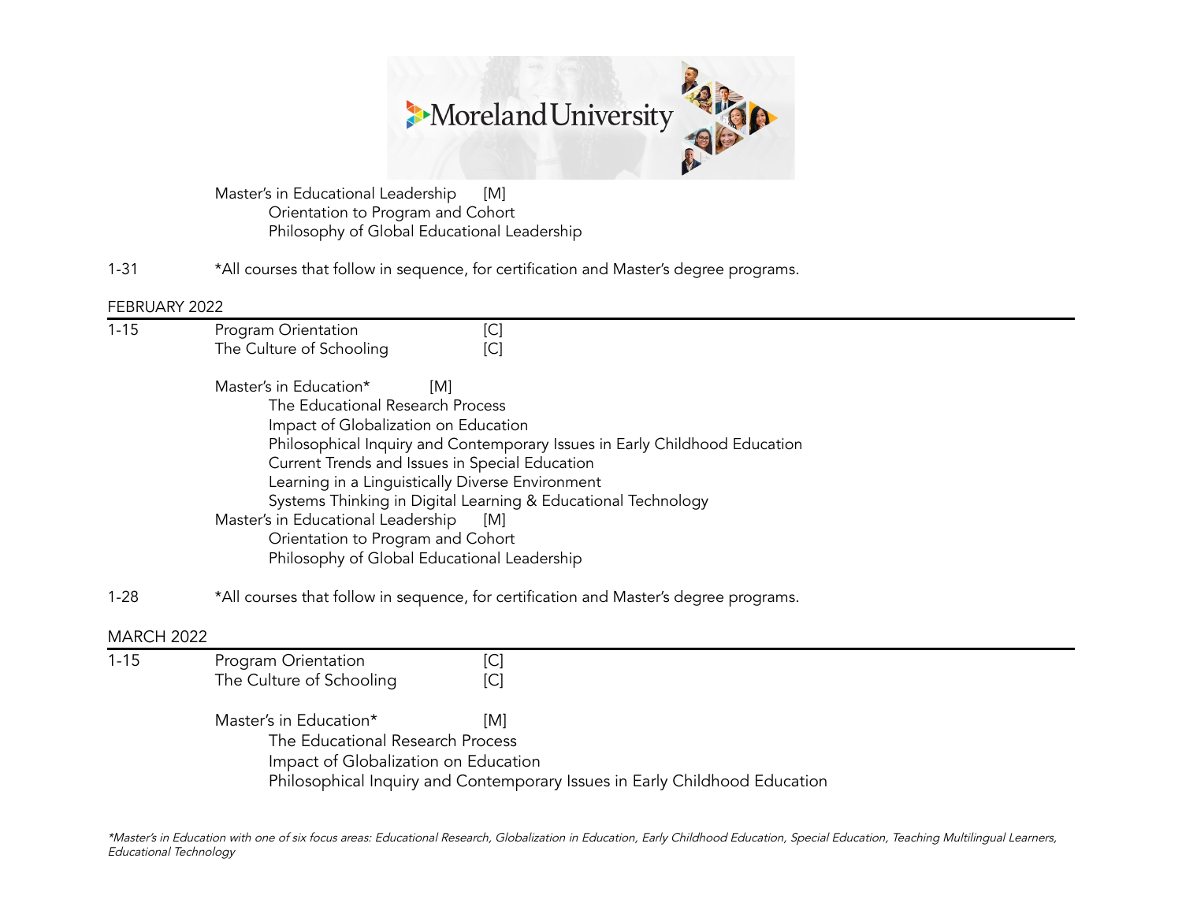Master's in Educational Leadership [M]

- Orientation to Program and Cohort
- Philosophy of Global Educational Leadership

1-31 *All courses that follow in sequence, for certification and Master's degree programs.

## FEBRUARY 2022

1-15 Program Orientation [C]
The Culture of Schooling [C]

Master's in Education* [M]

- The Educational Research Process
- Impact of Globalization on Education
- Philosophical Inquiry and Contemporary Issues in Early Childhood Education
- Current Trends and Issues in Special Education
- Learning in a Linguistically Diverse Environment
- Systems Thinking in Digital Learning & Educational Technology

Master's in Educational Leadership [M]

- Orientation to Program and Cohort
- Philosophy of Global Educational Leadership

1-28 *All courses that follow in sequence, for certification and Master's degree programs.

## MARCH 2022

1-15 Program Orientation [C]
The Culture of Schooling [C]

Master's in Education* [M]

- The Educational Research Process
- Impact of Globalization on Education
- Philosophical Inquiry and Contemporary Issues in Early Childhood Education

*Master's in Education with one of six focus areas: Educational Research, Globalization in Education, Early Childhood Education, Special Education, Teaching Multilingual Learners, Educational Technology*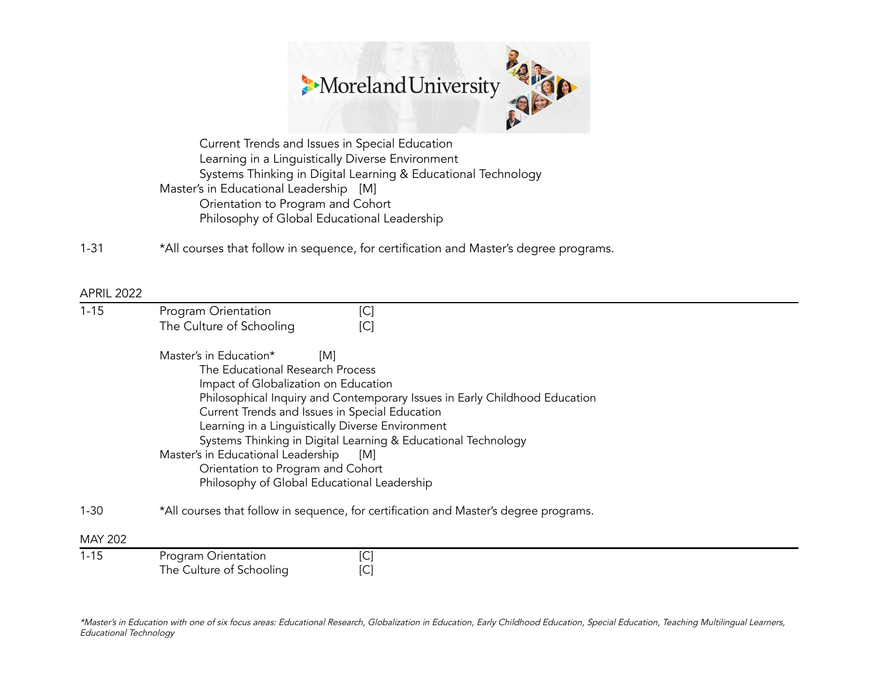Current Trends and Issues in Special Education
Learning in a Linguistically Diverse Environment
Systems Thinking in Digital Learning & Educational Technology

Master's in Educational Leadership [M]
Orientation to Program and Cohort
Philosophy of Global Educational Leadership

1-31 *All courses that follow in sequence, for certification and Master's degree programs.

## APRIL 2022

1-15
Program Orientation [C]
The Culture of Schooling [C]

Master's in Education* [M]
The Educational Research Process
Impact of Globalization on Education
Philosophical Inquiry and Contemporary Issues in Early Childhood Education
Current Trends and Issues in Special Education
Learning in a Linguistically Diverse Environment
Systems Thinking in Digital Learning & Educational Technology

Master's in Educational Leadership [M]
Orientation to Program and Cohort
Philosophy of Global Educational Leadership

1-30 *All courses that follow in sequence, for certification and Master's degree programs.

## MAY 202

1-15
Program Orientation [C]
The Culture of Schooling [C]

*\*Master's in Education with one of six focus areas: Educational Research, Globalization in Education, Early Childhood Education, Special Education, Teaching Multilingual Learners, Educational Technology*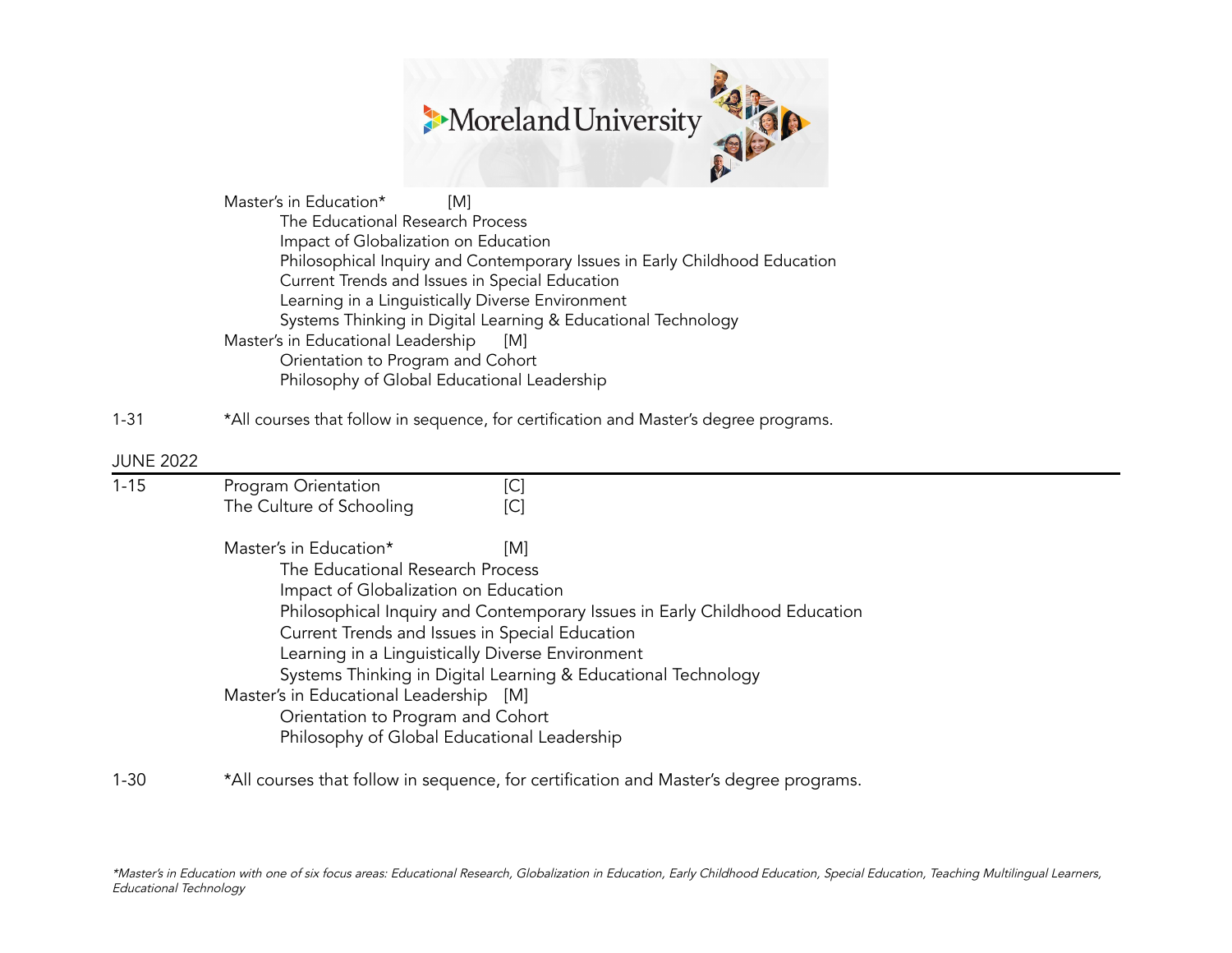Moreland University

| | |
|---|---|
| | Master's in Education* [M] |
| | The Educational Research Process |
| | Impact of Globalization on Education |
| | Philosophical Inquiry and Contemporary Issues in Early Childhood Education |
| | Current Trends and Issues in Special Education |
| | Learning in a Linguistically Diverse Environment |
| | Systems Thinking in Digital Learning & Educational Technology |
| | Master's in Educational Leadership [M] |
| | Orientation to Program and Cohort |
| | Philosophy of Global Educational Leadership |
| 1-31 | *All courses that follow in sequence, for certification and Master's degree programs. |

## JUNE 2022

| | |
|---|---|
| 1-15 | Program Orientation [C] |
| | The Culture of Schooling [C] |
| | Master's in Education* [M] |
| | The Educational Research Process |
| | Impact of Globalization on Education |
| | Philosophical Inquiry and Contemporary Issues in Early Childhood Education |
| | Current Trends and Issues in Special Education |
| | Learning in a Linguistically Diverse Environment |
| | Systems Thinking in Digital Learning & Educational Technology |
| | Master's in Educational Leadership [M] |
| | Orientation to Program and Cohort |
| | Philosophy of Global Educational Leadership |
| 1-30 | *All courses that follow in sequence, for certification and Master's degree programs. |

*\*Master's in Education with one of six focus areas: Educational Research, Globalization in Education, Early Childhood Education, Special Education, Teaching Multilingual Learners, Educational Technology*